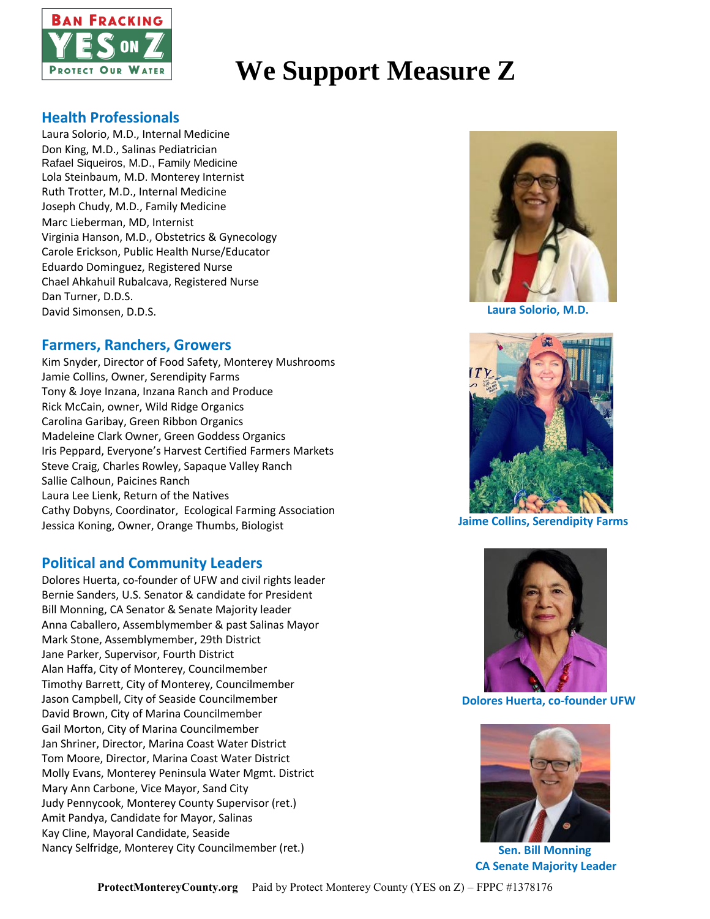# We Support Measure Z

Ban Fracking YES on Z Protect Our Water

## Health Professionals

Laura Solorio, M.D., Internal Medicine
Don King, M.D., Salinas Pediatrician
Rafael Siqueiros, M.D., Family Medicine
Lola Steinbaum, M.D. Monterey Internist
Ruth Trotter, M.D., Internal Medicine
Joseph Chudy, M.D., Family Medicine
Marc Lieberman, MD, Internist
Virginia Hanson, M.D., Obstetrics & Gynecology
Carole Erickson, Public Health Nurse/Educator
Eduardo Dominguez, Registered Nurse
Chael Ahkahuil Rubalcava, Registered Nurse
Dan Turner, D.D.S.
David Simonsen, D.D.S.

## Farmers, Ranchers, Growers

Kim Snyder, Director of Food Safety, Monterey Mushrooms
Jamie Collins, Owner, Serendipity Farms
Tony & Joye Inzana, Inzana Ranch and Produce
Rick McCain, owner, Wild Ridge Organics
Carolina Garibay, Green Ribbon Organics
Madeleine Clark Owner, Green Goddess Organics
Iris Peppard, Everyone's Harvest Certified Farmers Markets
Steve Craig, Charles Rowley, Sapaque Valley Ranch
Sallie Calhoun, Paicines Ranch
Laura Lee Lienk, Return of the Natives
Cathy Dobyns, Coordinator, Ecological Farming Association
Jessica Koning, Owner, Orange Thumbs, Biologist

## Political and Community Leaders

Dolores Huerta, co-founder of UFW and civil rights leader
Bernie Sanders, U.S. Senator & candidate for President
Bill Monning, CA Senator & Senate Majority leader
Anna Caballero, Assemblymember & past Salinas Mayor
Mark Stone, Assemblymember, 29th District
Jane Parker, Supervisor, Fourth District
Alan Haffa, City of Monterey, Councilmember
Timothy Barrett, City of Monterey, Councilmember
Jason Campbell, City of Seaside Councilmember
David Brown, City of Marina Councilmember
Gail Morton, City of Marina Councilmember
Jan Shriner, Director, Marina Coast Water District
Tom Moore, Director, Marina Coast Water District
Molly Evans, Monterey Peninsula Water Mgmt. District
Mary Ann Carbone, Vice Mayor, Sand City
Judy Pennycook, Monterey County Supervisor (ret.)
Amit Pandya, Candidate for Mayor, Salinas
Kay Cline, Mayoral Candidate, Seaside
Nancy Selfridge, Monterey City Councilmember (ret.)

Laura Solorio, M.D.

Jaime Collins, Serendipity Farms

Dolores Huerta, co-founder UFW

Sen. Bill Monning
CA Senate Majority Leader

**ProtectMontereyCounty.org** Paid by Protect Monterey County (YES on Z) – FPPC #1378176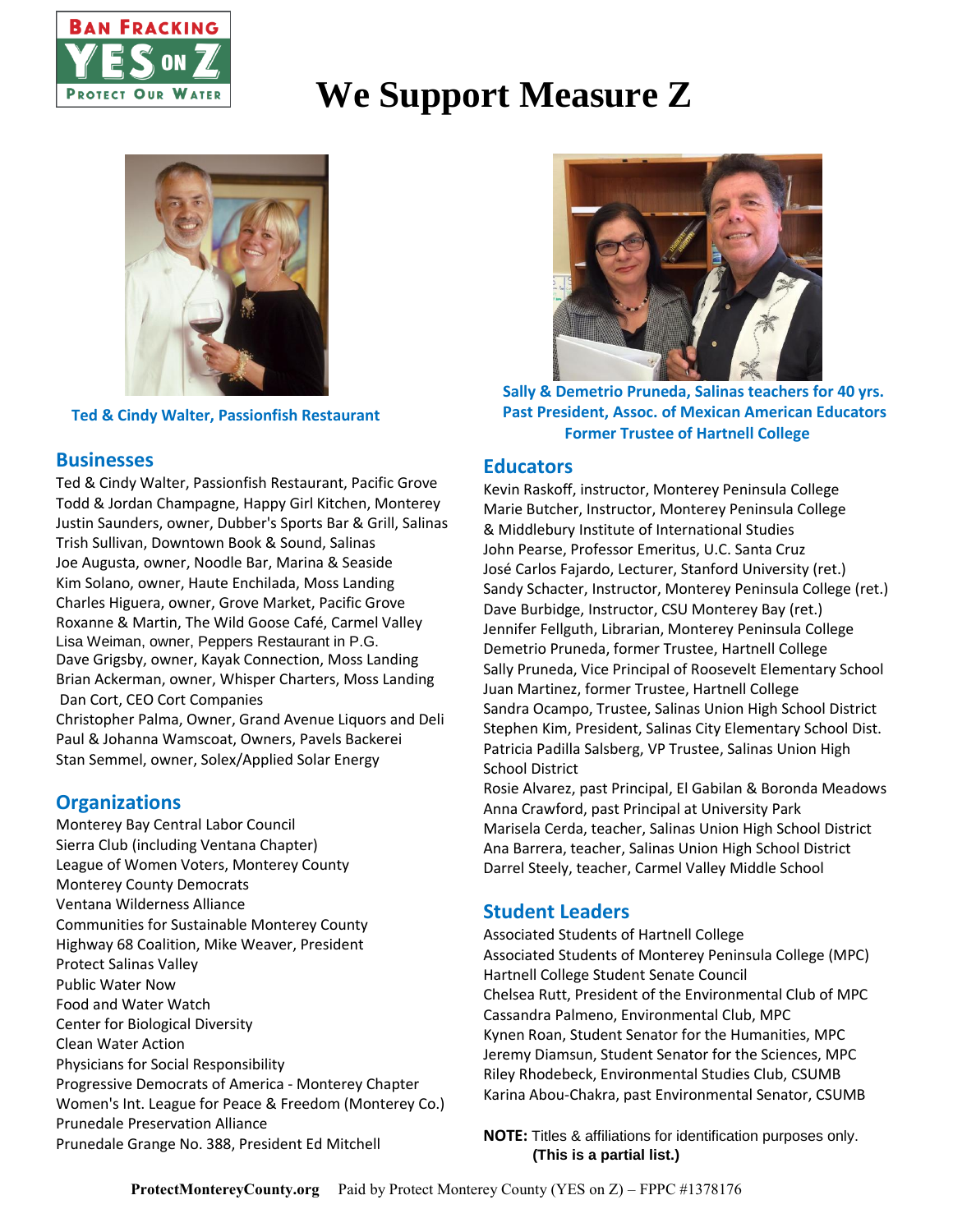BAN FRACKING

YES ON Z

PROTECT OUR WATER

# We Support Measure Z

**Ted & Cindy Walter, Passionfish Restaurant**

**Sally & Demetrio Pruneda, Salinas teachers for 40 yrs.**
**Past President, Assoc. of Mexican American Educators**
**Former Trustee of Hartnell College**

## Businesses

Ted & Cindy Walter, Passionfish Restaurant, Pacific Grove
Todd & Jordan Champagne, Happy Girl Kitchen, Monterey
Justin Saunders, owner, Dubber's Sports Bar & Grill, Salinas
Trish Sullivan, Downtown Book & Sound, Salinas
Joe Augusta, owner, Noodle Bar, Marina & Seaside
Kim Solano, owner, Haute Enchilada, Moss Landing
Charles Higuera, owner, Grove Market, Pacific Grove
Roxanne & Martin, The Wild Goose Café, Carmel Valley
Lisa Weiman, owner, Peppers Restaurant in P.G.
Dave Grigsby, owner, Kayak Connection, Moss Landing
Brian Ackerman, owner, Whisper Charters, Moss Landing
Dan Cort, CEO Cort Companies
Christopher Palma, Owner, Grand Avenue Liquors and Deli
Paul & Johanna Wamscoat, Owners, Pavels Backerei
Stan Semmel, owner, Solex/Applied Solar Energy

## Organizations

Monterey Bay Central Labor Council
Sierra Club (including Ventana Chapter)
League of Women Voters, Monterey County
Monterey County Democrats
Ventana Wilderness Alliance
Communities for Sustainable Monterey County
Highway 68 Coalition, Mike Weaver, President
Protect Salinas Valley
Public Water Now
Food and Water Watch
Center for Biological Diversity
Clean Water Action
Physicians for Social Responsibility
Progressive Democrats of America - Monterey Chapter
Women's Int. League for Peace & Freedom (Monterey Co.)
Prunedale Preservation Alliance
Prunedale Grange No. 388, President Ed Mitchell

## Educators

Kevin Raskoff, instructor, Monterey Peninsula College
Marie Butcher, Instructor, Monterey Peninsula College & Middlebury Institute of International Studies
John Pearse, Professor Emeritus, U.C. Santa Cruz
José Carlos Fajardo, Lecturer, Stanford University (ret.)
Sandy Schacter, Instructor, Monterey Peninsula College (ret.)
Dave Burbidge, Instructor, CSU Monterey Bay (ret.)
Jennifer Fellguth, Librarian, Monterey Peninsula College
Demetrio Pruneda, former Trustee, Hartnell College
Sally Pruneda, Vice Principal of Roosevelt Elementary School
Juan Martinez, former Trustee, Hartnell College
Sandra Ocampo, Trustee, Salinas Union High School District
Stephen Kim, President, Salinas City Elementary School Dist.
Patricia Padilla Salsberg, VP Trustee, Salinas Union High School District
Rosie Alvarez, past Principal, El Gabilan & Boronda Meadows
Anna Crawford, past Principal at University Park
Marisela Cerda, teacher, Salinas Union High School District
Ana Barrera, teacher, Salinas Union High School District
Darrel Steely, teacher, Carmel Valley Middle School

## Student Leaders

Associated Students of Hartnell College
Associated Students of Monterey Peninsula College (MPC)
Hartnell College Student Senate Council
Chelsea Rutt, President of the Environmental Club of MPC
Cassandra Palmeno, Environmental Club, MPC
Kynen Roan, Student Senator for the Humanities, MPC
Jeremy Diamsun, Student Senator for the Sciences, MPC
Riley Rhodebeck, Environmental Studies Club, CSUMB
Karina Abou-Chakra, past Environmental Senator, CSUMB

**NOTE:** Titles & affiliations for identification purposes only.
**(This is a partial list.)**

**ProtectMontereyCounty.org** Paid by Protect Monterey County (YES on Z) – FPPC #1378176